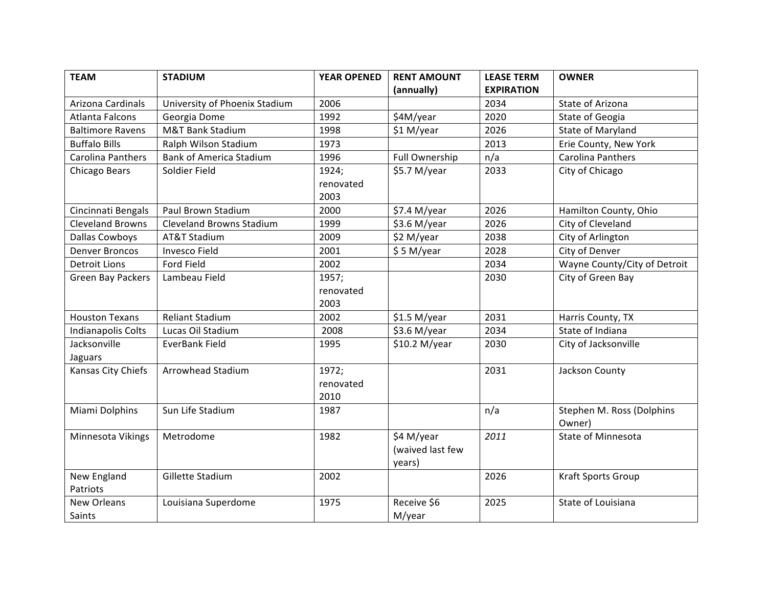| TEAM | STADIUM | YEAR OPENED | RENT AMOUNT (annually) | LEASE TERM EXPIRATION | OWNER |
|---|---|---|---|---|---|
| Arizona Cardinals | University of Phoenix Stadium | 2006 | | 2034 | State of Arizona |
| Atlanta Falcons | Georgia Dome | 1992 | $4M/year | 2020 | State of Geogia |
| Baltimore Ravens | M&T Bank Stadium | 1998 | $1 M/year | 2026 | State of Maryland |
| Buffalo Bills | Ralph Wilson Stadium | 1973 | | 2013 | Erie County, New York |
| Carolina Panthers | Bank of America Stadium | 1996 | Full Ownership | n/a | Carolina Panthers |
| Chicago Bears | Soldier Field | 1924; renovated 2003 | $5.7 M/year | 2033 | City of Chicago |
| Cincinnati Bengals | Paul Brown Stadium | 2000 | $7.4 M/year | 2026 | Hamilton County, Ohio |
| Cleveland Browns | Cleveland Browns Stadium | 1999 | $3.6 M/year | 2026 | City of Cleveland |
| Dallas Cowboys | AT&T Stadium | 2009 | $2 M/year | 2038 | City of Arlington |
| Denver Broncos | Invesco Field | 2001 | $ 5 M/year | 2028 | City of Denver |
| Detroit Lions | Ford Field | 2002 | | 2034 | Wayne County/City of Detroit |
| Green Bay Packers | Lambeau Field | 1957; renovated 2003 | | 2030 | City of Green Bay |
| Houston Texans | Reliant Stadium | 2002 | $1.5 M/year | 2031 | Harris County, TX |
| Indianapolis Colts | Lucas Oil Stadium | 2008 | $3.6 M/year | 2034 | State of Indiana |
| Jacksonville Jaguars | EverBank Field | 1995 | $10.2 M/year | 2030 | City of Jacksonville |
| Kansas City Chiefs | Arrowhead Stadium | 1972; renovated 2010 | | 2031 | Jackson County |
| Miami Dolphins | Sun Life Stadium | 1987 | | n/a | Stephen M. Ross (Dolphins Owner) |
| Minnesota Vikings | Metrodome | 1982 | $4 M/year (waived last few years) | *2011* | State of Minnesota |
| New England Patriots | Gillette Stadium | 2002 | | 2026 | Kraft Sports Group |
| New Orleans Saints | Louisiana Superdome | 1975 | Receive $6 M/year | 2025 | State of Louisiana |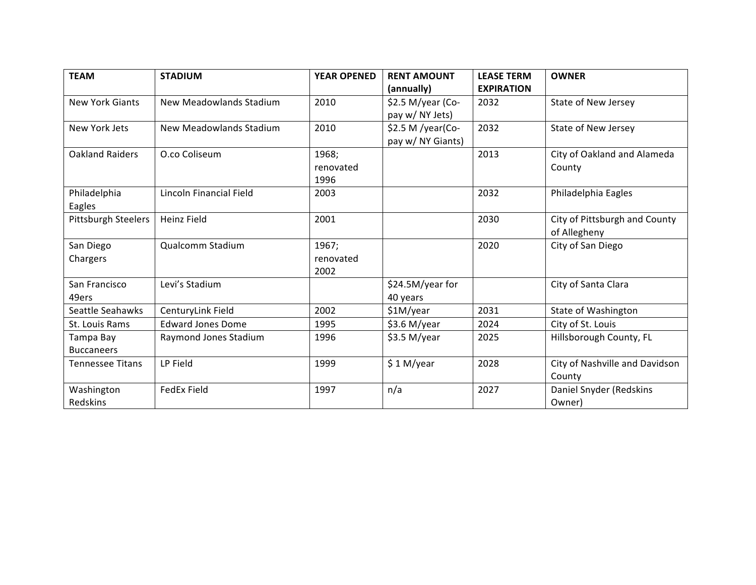| TEAM | STADIUM | YEAR OPENED | RENT AMOUNT (annually) | LEASE TERM EXPIRATION | OWNER |
|---|---|---|---|---|---|
| New York Giants | New Meadowlands Stadium | 2010 | $2.5 M/year (Co-pay w/ NY Jets) | 2032 | State of New Jersey |
| New York Jets | New Meadowlands Stadium | 2010 | $2.5 M /year(Co-pay w/ NY Giants) | 2032 | State of New Jersey |
| Oakland Raiders | O.co Coliseum | 1968; renovated 1996 | | 2013 | City of Oakland and Alameda County |
| Philadelphia Eagles | Lincoln Financial Field | 2003 | | 2032 | Philadelphia Eagles |
| Pittsburgh Steelers | Heinz Field | 2001 | | 2030 | City of Pittsburgh and County of Allegheny |
| San Diego Chargers | Qualcomm Stadium | 1967; renovated 2002 | | 2020 | City of San Diego |
| San Francisco 49ers | Levi's Stadium | | $24.5M/year for 40 years | | City of Santa Clara |
| Seattle Seahawks | CenturyLink Field | 2002 | $1M/year | 2031 | State of Washington |
| St. Louis Rams | Edward Jones Dome | 1995 | $3.6 M/year | 2024 | City of St. Louis |
| Tampa Bay Buccaneers | Raymond Jones Stadium | 1996 | $3.5 M/year | 2025 | Hillsborough County, FL |
| Tennessee Titans | LP Field | 1999 | $ 1 M/year | 2028 | City of Nashville and Davidson County |
| Washington Redskins | FedEx Field | 1997 | n/a | 2027 | Daniel Snyder (Redskins Owner) |